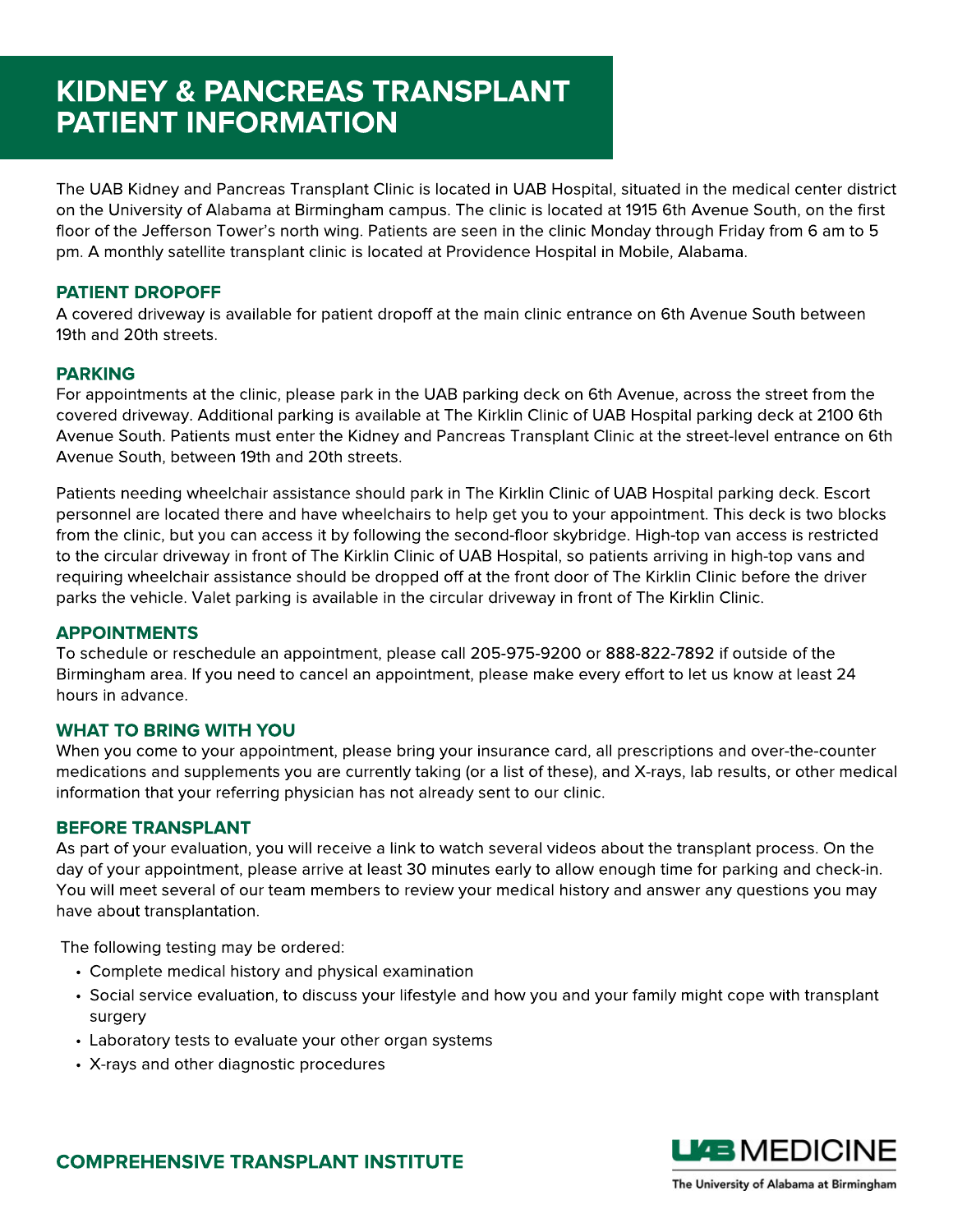# KIDNEY & PANCREAS TRANSPLANT PATIENT INFORMATION

The UAB Kidney and Pancreas Transplant Clinic is located in UAB Hospital, situated in the medical center district on the University of Alabama at Birmingham campus. The clinic is located at 1915 6th Avenue South, on the first floor of the Jefferson Tower's north wing. Patients are seen in the clinic Monday through Friday from 6 am to 5 pm. A monthly satellite transplant clinic is located at Providence Hospital in Mobile, Alabama.

## PATIENT DROPOFF

A covered driveway is available for patient dropoff at the main clinic entrance on 6th Avenue South between 19th and 20th streets.

## PARKING

For appointments at the clinic, please park in the UAB parking deck on 6th Avenue, across the street from the covered driveway. Additional parking is available at The Kirklin Clinic of UAB Hospital parking deck at 2100 6th Avenue South. Patients must enter the Kidney and Pancreas Transplant Clinic at the street-level entrance on 6th Avenue South, between 19th and 20th streets.

Patients needing wheelchair assistance should park in The Kirklin Clinic of UAB Hospital parking deck. Escort personnel are located there and have wheelchairs to help get you to your appointment. This deck is two blocks from the clinic, but you can access it by following the second-floor skybridge. High-top van access is restricted to the circular driveway in front of The Kirklin Clinic of UAB Hospital, so patients arriving in high-top vans and requiring wheelchair assistance should be dropped off at the front door of The Kirklin Clinic before the driver parks the vehicle. Valet parking is available in the circular driveway in front of The Kirklin Clinic.

## APPOINTMENTS

To schedule or reschedule an appointment, please call 205-975-9200 or 888-822-7892 if outside of the Birmingham area. If you need to cancel an appointment, please make every effort to let us know at least 24 hours in advance.

## WHAT TO BRING WITH YOU

When you come to your appointment, please bring your insurance card, all prescriptions and over-the-counter medications and supplements you are currently taking (or a list of these), and X-rays, lab results, or other medical information that your referring physician has not already sent to our clinic.

## BEFORE TRANSPLANT

As part of your evaluation, you will receive a link to watch several videos about the transplant process. On the day of your appointment, please arrive at least 30 minutes early to allow enough time for parking and check-in. You will meet several of our team members to review your medical history and answer any questions you may have about transplantation.

The following testing may be ordered:

- Complete medical history and physical examination
- Social service evaluation, to discuss your lifestyle and how you and your family might cope with transplant surgery
- Laboratory tests to evaluate your other organ systems
- X-rays and other diagnostic procedures

COMPREHENSIVE TRANSPLANT INSTITUTE

UAB MEDICINE
The University of Alabama at Birmingham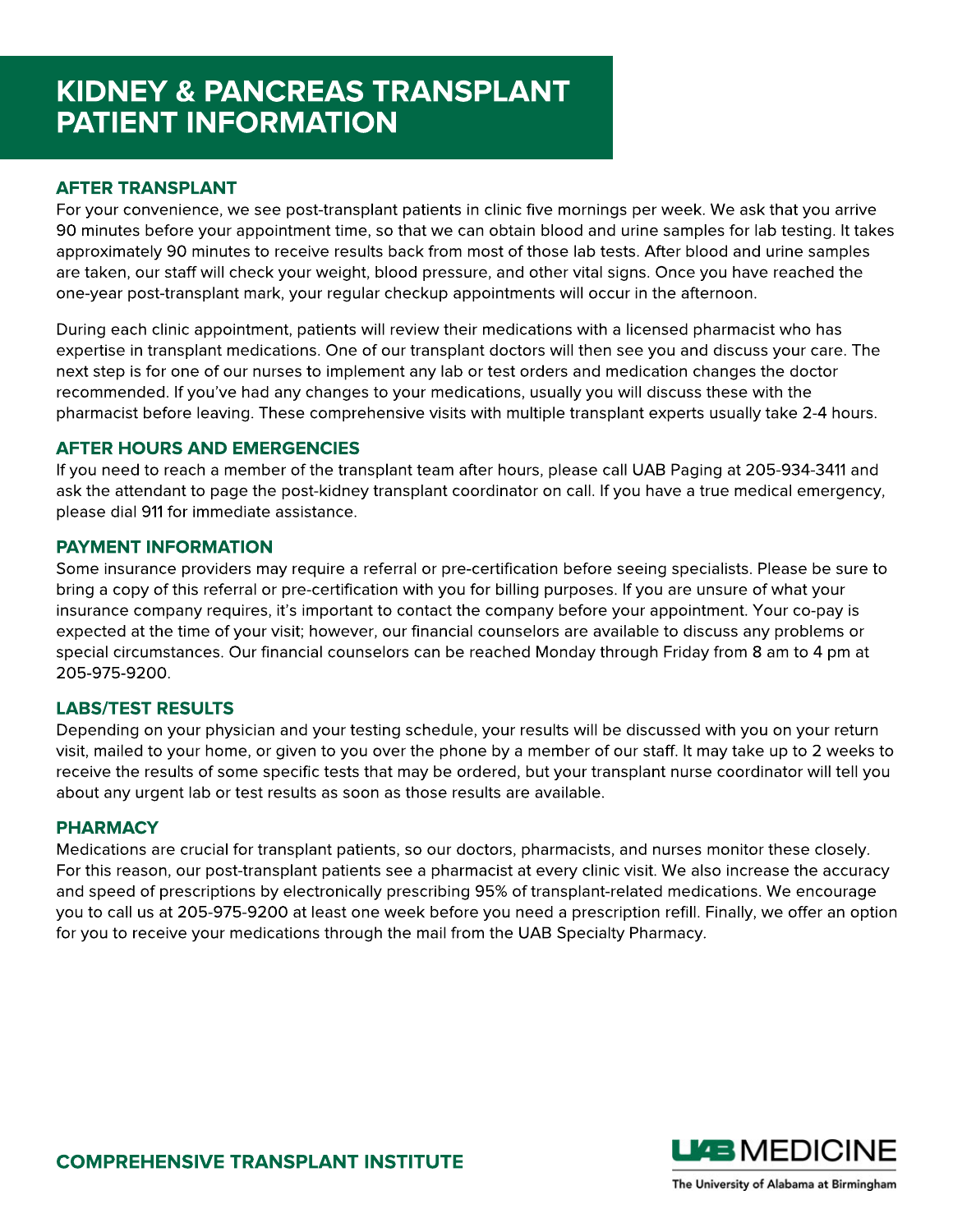# KIDNEY & PANCREAS TRANSPLANT PATIENT INFORMATION

## AFTER TRANSPLANT

For your convenience, we see post-transplant patients in clinic five mornings per week. We ask that you arrive 90 minutes before your appointment time, so that we can obtain blood and urine samples for lab testing. It takes approximately 90 minutes to receive results back from most of those lab tests. After blood and urine samples are taken, our staff will check your weight, blood pressure, and other vital signs. Once you have reached the one-year post-transplant mark, your regular checkup appointments will occur in the afternoon.

During each clinic appointment, patients will review their medications with a licensed pharmacist who has expertise in transplant medications. One of our transplant doctors will then see you and discuss your care. The next step is for one of our nurses to implement any lab or test orders and medication changes the doctor recommended. If you've had any changes to your medications, usually you will discuss these with the pharmacist before leaving. These comprehensive visits with multiple transplant experts usually take 2-4 hours.

## AFTER HOURS AND EMERGENCIES

If you need to reach a member of the transplant team after hours, please call UAB Paging at 205-934-3411 and ask the attendant to page the post-kidney transplant coordinator on call. If you have a true medical emergency, please dial 911 for immediate assistance.

## PAYMENT INFORMATION

Some insurance providers may require a referral or pre-certification before seeing specialists. Please be sure to bring a copy of this referral or pre-certification with you for billing purposes. If you are unsure of what your insurance company requires, it's important to contact the company before your appointment. Your co-pay is expected at the time of your visit; however, our financial counselors are available to discuss any problems or special circumstances. Our financial counselors can be reached Monday through Friday from 8 am to 4 pm at 205-975-9200.

## LABS/TEST RESULTS

Depending on your physician and your testing schedule, your results will be discussed with you on your return visit, mailed to your home, or given to you over the phone by a member of our staff. It may take up to 2 weeks to receive the results of some specific tests that may be ordered, but your transplant nurse coordinator will tell you about any urgent lab or test results as soon as those results are available.

## PHARMACY

Medications are crucial for transplant patients, so our doctors, pharmacists, and nurses monitor these closely. For this reason, our post-transplant patients see a pharmacist at every clinic visit. We also increase the accuracy and speed of prescriptions by electronically prescribing 95% of transplant-related medications. We encourage you to call us at 205-975-9200 at least one week before you need a prescription refill. Finally, we offer an option for you to receive your medications through the mail from the UAB Specialty Pharmacy.

**COMPREHENSIVE TRANSPLANT INSTITUTE**

UAB MEDICINE
The University of Alabama at Birmingham